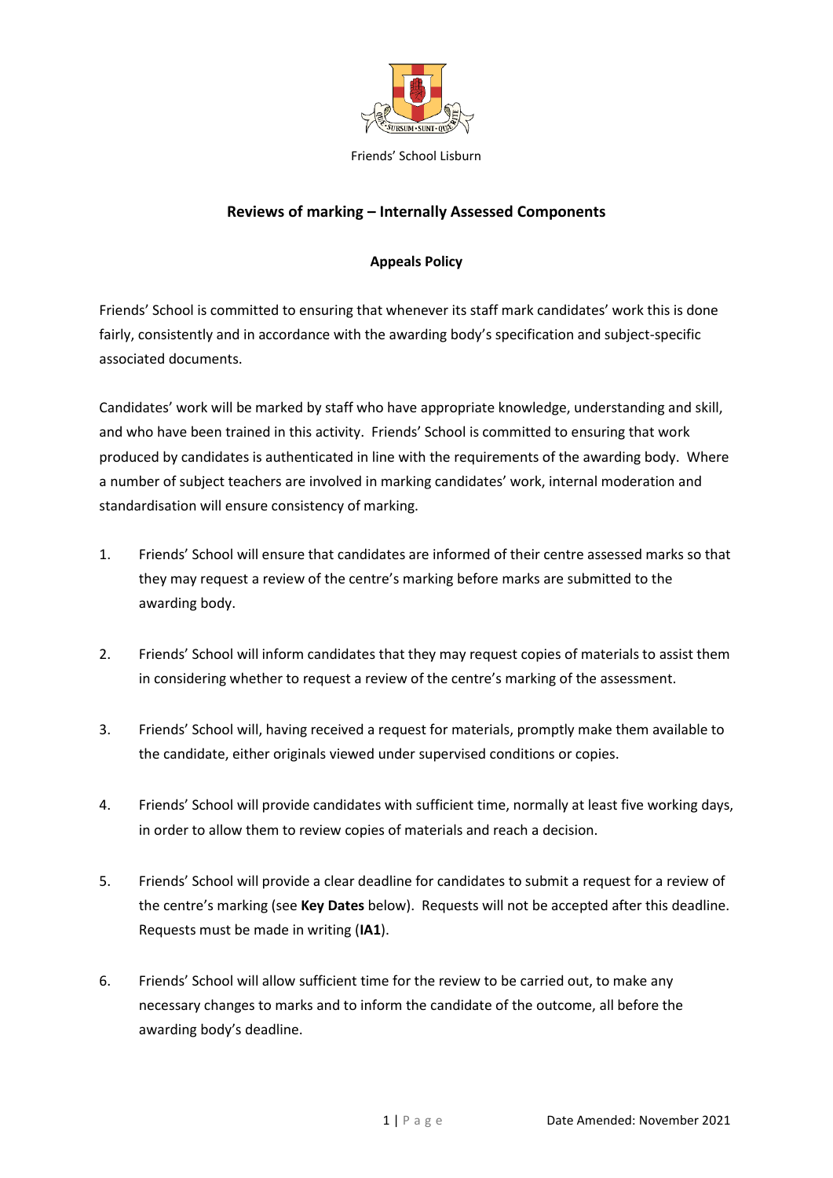Friends' School Lisburn

## Reviews of marking – Internally Assessed Components

### Appeals Policy

Friends' School is committed to ensuring that whenever its staff mark candidates' work this is done fairly, consistently and in accordance with the awarding body's specification and subject-specific associated documents.

Candidates' work will be marked by staff who have appropriate knowledge, understanding and skill, and who have been trained in this activity. Friends' School is committed to ensuring that work produced by candidates is authenticated in line with the requirements of the awarding body. Where a number of subject teachers are involved in marking candidates' work, internal moderation and standardisation will ensure consistency of marking.

1. Friends' School will ensure that candidates are informed of their centre assessed marks so that they may request a review of the centre's marking before marks are submitted to the awarding body.

2. Friends' School will inform candidates that they may request copies of materials to assist them in considering whether to request a review of the centre's marking of the assessment.

3. Friends' School will, having received a request for materials, promptly make them available to the candidate, either originals viewed under supervised conditions or copies.

4. Friends' School will provide candidates with sufficient time, normally at least five working days, in order to allow them to review copies of materials and reach a decision.

5. Friends' School will provide a clear deadline for candidates to submit a request for a review of the centre's marking (see **Key Dates** below). Requests will not be accepted after this deadline. Requests must be made in writing (**IA1**).

6. Friends' School will allow sufficient time for the review to be carried out, to make any necessary changes to marks and to inform the candidate of the outcome, all before the awarding body's deadline.

Date Amended: November 2021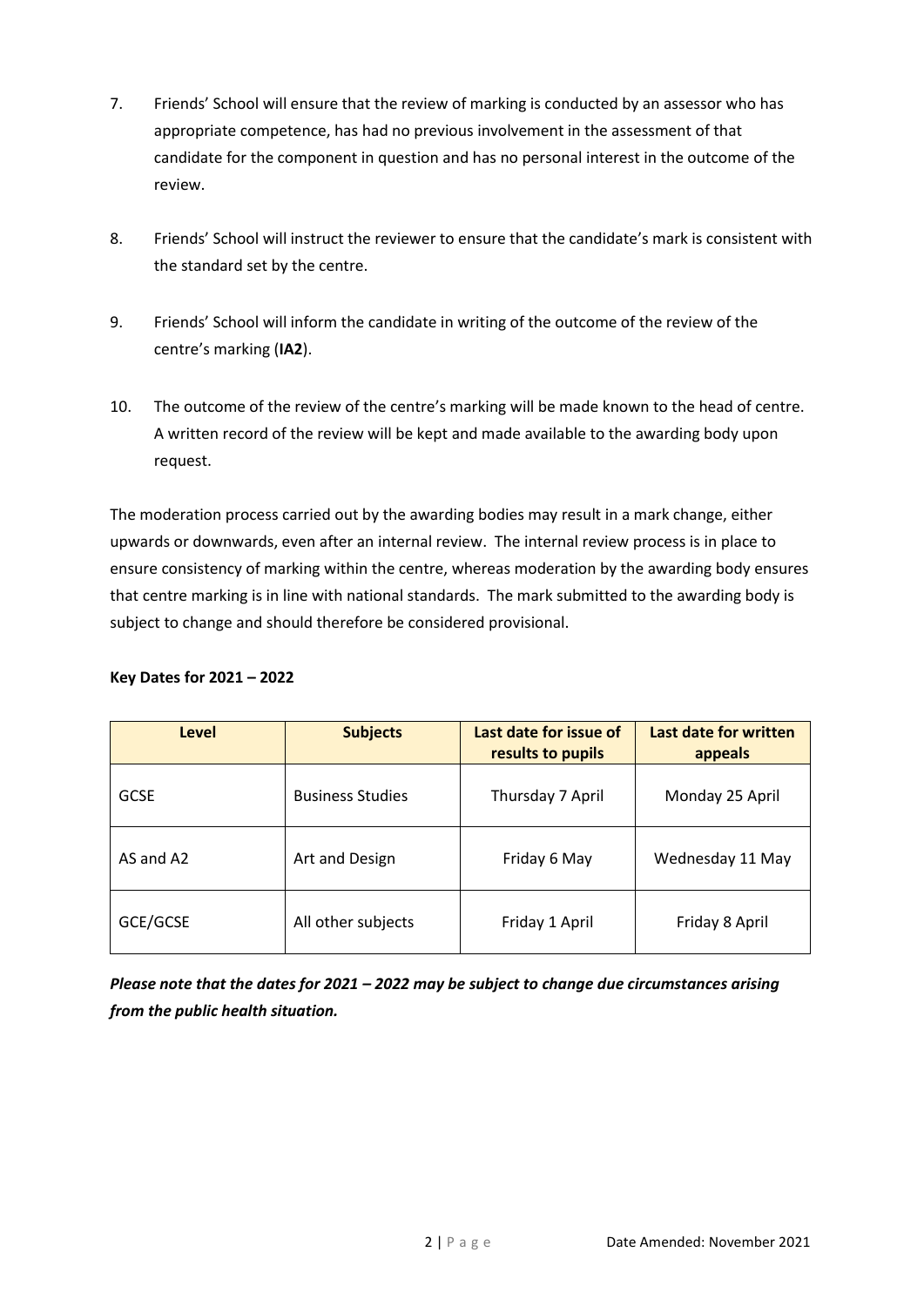7. Friends' School will ensure that the review of marking is conducted by an assessor who has appropriate competence, has had no previous involvement in the assessment of that candidate for the component in question and has no personal interest in the outcome of the review.

8. Friends' School will instruct the reviewer to ensure that the candidate's mark is consistent with the standard set by the centre.

9. Friends' School will inform the candidate in writing of the outcome of the review of the centre's marking (**IA2**).

10. The outcome of the review of the centre's marking will be made known to the head of centre. A written record of the review will be kept and made available to the awarding body upon request.

The moderation process carried out by the awarding bodies may result in a mark change, either upwards or downwards, even after an internal review. The internal review process is in place to ensure consistency of marking within the centre, whereas moderation by the awarding body ensures that centre marking is in line with national standards. The mark submitted to the awarding body is subject to change and should therefore be considered provisional.

**Key Dates for 2021 – 2022**

| Level | Subjects | Last date for issue of results to pupils | Last date for written appeals |
|---|---|---|---|
| GCSE | Business Studies | Thursday 7 April | Monday 25 April |
| AS and A2 | Art and Design | Friday 6 May | Wednesday 11 May |
| GCE/GCSE | All other subjects | Friday 1 April | Friday 8 April |

***Please note that the dates for 2021 – 2022 may be subject to change due circumstances arising from the public health situation.***

Date Amended: November 2021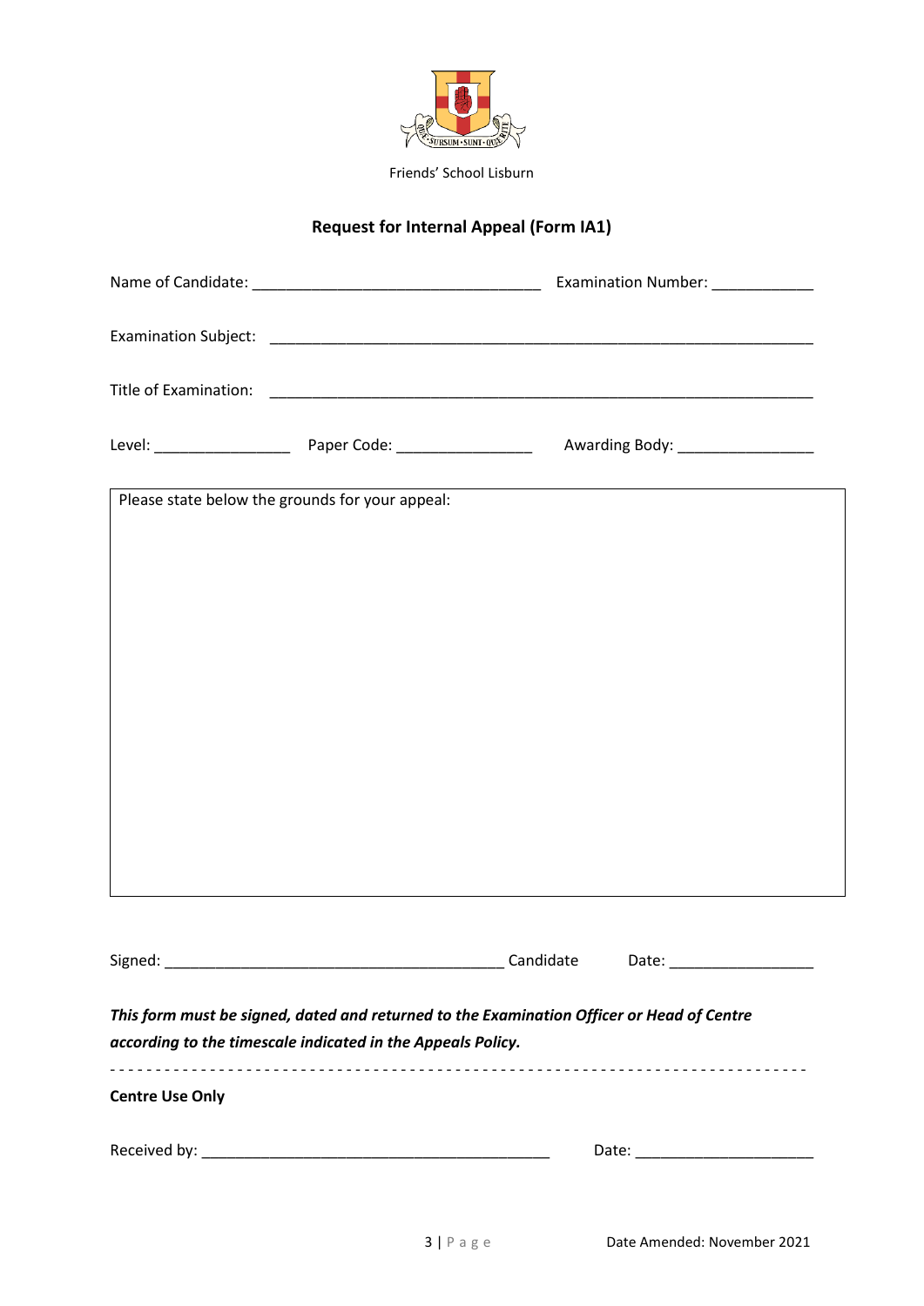Friends' School Lisburn

## Request for Internal Appeal (Form IA1)

Name of Candidate: ________________________________ Examination Number: ___________

Examination Subject: ____________________________________________________________

Title of Examination: ____________________________________________________________

Level: _______________ Paper Code: _______________ Awarding Body: _______________

| Please state below the grounds for your appeal: |
| --- |
| |

Signed: ______________________________________ Candidate Date: ________________

***This form must be signed, dated and returned to the Examination Officer or Head of Centre according to the timescale indicated in the Appeals Policy.***

- - - - - - - - - - - - - - - - - - - - - - - - - - - - - - - - - - - - - - - - - - - - - - - - - - - - - - - -

**Centre Use Only**

Received by: ________________________________________ Date: ____________________

Date Amended: November 2021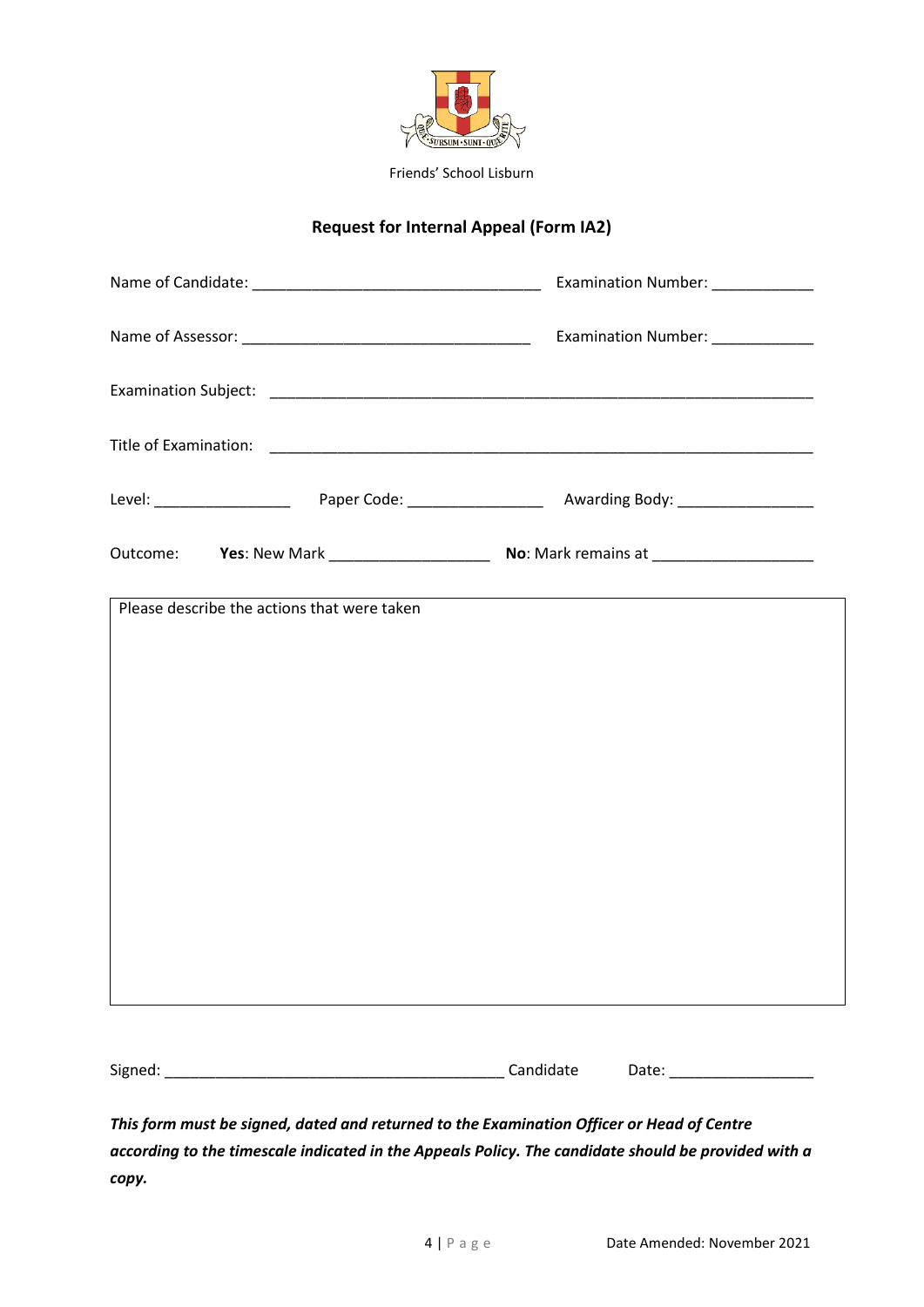Friends' School Lisburn

## Request for Internal Appeal (Form IA2)

Name of Candidate: ________________________________ Examination Number: ____________

Name of Assessor: ________________________________ Examination Number: ____________

Examination Subject: ________________________________________________________________

Title of Examination: ________________________________________________________________

Level: ________________ Paper Code: ________________ Awarding Body: ________________

Outcome: **Yes**: New Mark ___________________ **No**: Mark remains at ___________________

| Please describe the actions that were taken |
|---|
| |

Signed: ________________________________________ Candidate Date: _________________

***This form must be signed, dated and returned to the Examination Officer or Head of Centre according to the timescale indicated in the Appeals Policy. The candidate should be provided with a copy.***

Date Amended: November 2021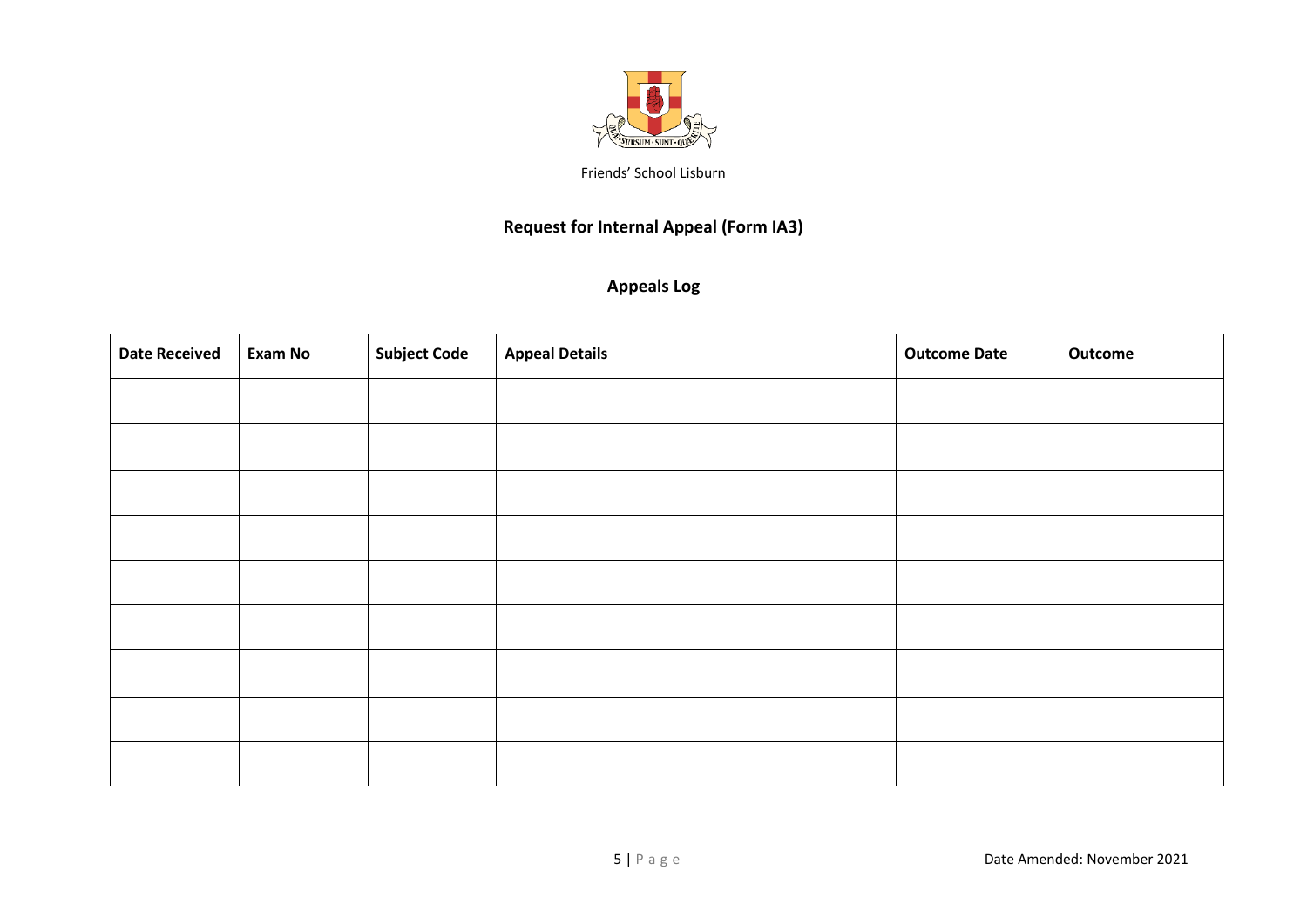Friends' School Lisburn

## Request for Internal Appeal (Form IA3)

## Appeals Log

| Date Received | Exam No | Subject Code | Appeal Details | Outcome Date | Outcome |
|---|---|---|---|---|---|
| | | | | | |
| | | | | | |
| | | | | | |
| | | | | | |
| | | | | | |
| | | | | | |
| | | | | | |
| | | | | | |
| | | | | | |

Date Amended: November 2021